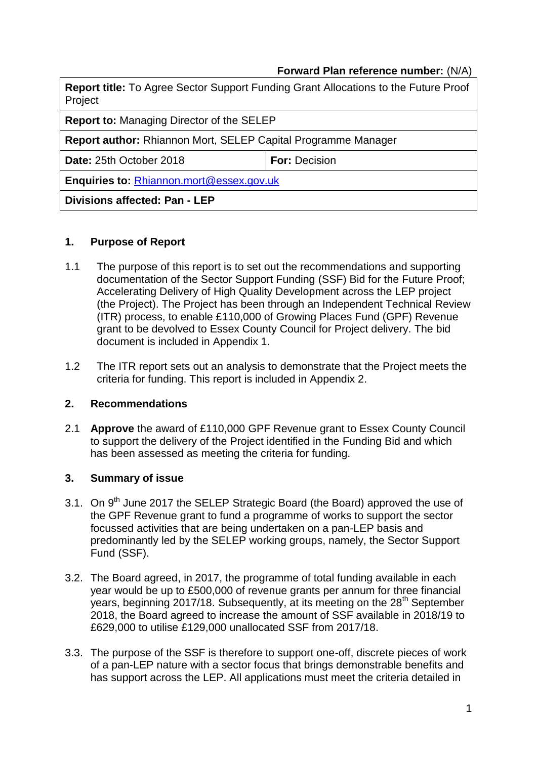**Forward Plan reference number:** (N/A)

| **Report title:** To Agree Sector Support Funding Grant Allocations to the Future Proof Project | |
|---|---|
| **Report to:** Managing Director of the SELEP | |
| **Report author:** Rhiannon Mort, SELEP Capital Programme Manager | |
| **Date:** 25th October 2018 | **For:** Decision |
| **Enquiries to:** [Rhiannon.mort@essex.gov.uk](mailto:Rhiannon.mort@essex.gov.uk) | |
| **Divisions affected: Pan - LEP** | |

## 1. Purpose of Report

1.1 The purpose of this report is to set out the recommendations and supporting documentation of the Sector Support Funding (SSF) Bid for the Future Proof; Accelerating Delivery of High Quality Development across the LEP project (the Project). The Project has been through an Independent Technical Review (ITR) process, to enable £110,000 of Growing Places Fund (GPF) Revenue grant to be devolved to Essex County Council for Project delivery. The bid document is included in Appendix 1.

1.2 The ITR report sets out an analysis to demonstrate that the Project meets the criteria for funding. This report is included in Appendix 2.

## 2. Recommendations

2.1 **Approve** the award of £110,000 GPF Revenue grant to Essex County Council to support the delivery of the Project identified in the Funding Bid and which has been assessed as meeting the criteria for funding.

## 3. Summary of issue

3.1. On 9th June 2017 the SELEP Strategic Board (the Board) approved the use of the GPF Revenue grant to fund a programme of works to support the sector focussed activities that are being undertaken on a pan-LEP basis and predominantly led by the SELEP working groups, namely, the Sector Support Fund (SSF).

3.2. The Board agreed, in 2017, the programme of total funding available in each year would be up to £500,000 of revenue grants per annum for three financial years, beginning 2017/18. Subsequently, at its meeting on the 28th September 2018, the Board agreed to increase the amount of SSF available in 2018/19 to £629,000 to utilise £129,000 unallocated SSF from 2017/18.

3.3. The purpose of the SSF is therefore to support one-off, discrete pieces of work of a pan-LEP nature with a sector focus that brings demonstrable benefits and has support across the LEP. All applications must meet the criteria detailed in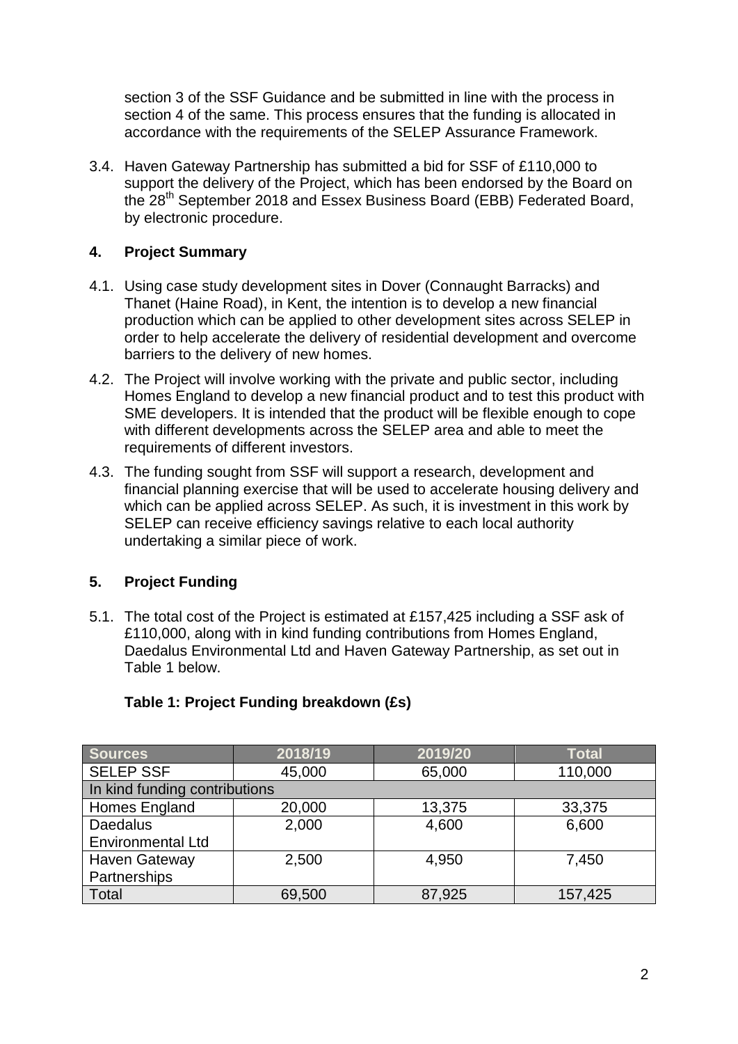section 3 of the SSF Guidance and be submitted in line with the process in section 4 of the same. This process ensures that the funding is allocated in accordance with the requirements of the SELEP Assurance Framework.

3.4. Haven Gateway Partnership has submitted a bid for SSF of £110,000 to support the delivery of the Project, which has been endorsed by the Board on the 28th September 2018 and Essex Business Board (EBB) Federated Board, by electronic procedure.

## 4. Project Summary

4.1. Using case study development sites in Dover (Connaught Barracks) and Thanet (Haine Road), in Kent, the intention is to develop a new financial production which can be applied to other development sites across SELEP in order to help accelerate the delivery of residential development and overcome barriers to the delivery of new homes.

4.2. The Project will involve working with the private and public sector, including Homes England to develop a new financial product and to test this product with SME developers. It is intended that the product will be flexible enough to cope with different developments across the SELEP area and able to meet the requirements of different investors.

4.3. The funding sought from SSF will support a research, development and financial planning exercise that will be used to accelerate housing delivery and which can be applied across SELEP. As such, it is investment in this work by SELEP can receive efficiency savings relative to each local authority undertaking a similar piece of work.

## 5. Project Funding

5.1. The total cost of the Project is estimated at £157,425 including a SSF ask of £110,000, along with in kind funding contributions from Homes England, Daedalus Environmental Ltd and Haven Gateway Partnership, as set out in Table 1 below.

**Table 1: Project Funding breakdown (£s)**

| Sources | 2018/19 | 2019/20 | Total |
|---|---|---|---|
| SELEP SSF | 45,000 | 65,000 | 110,000 |
| In kind funding contributions | | | |
| Homes England | 20,000 | 13,375 | 33,375 |
| Daedalus Environmental Ltd | 2,000 | 4,600 | 6,600 |
| Haven Gateway Partnerships | 2,500 | 4,950 | 7,450 |
| Total | 69,500 | 87,925 | 157,425 |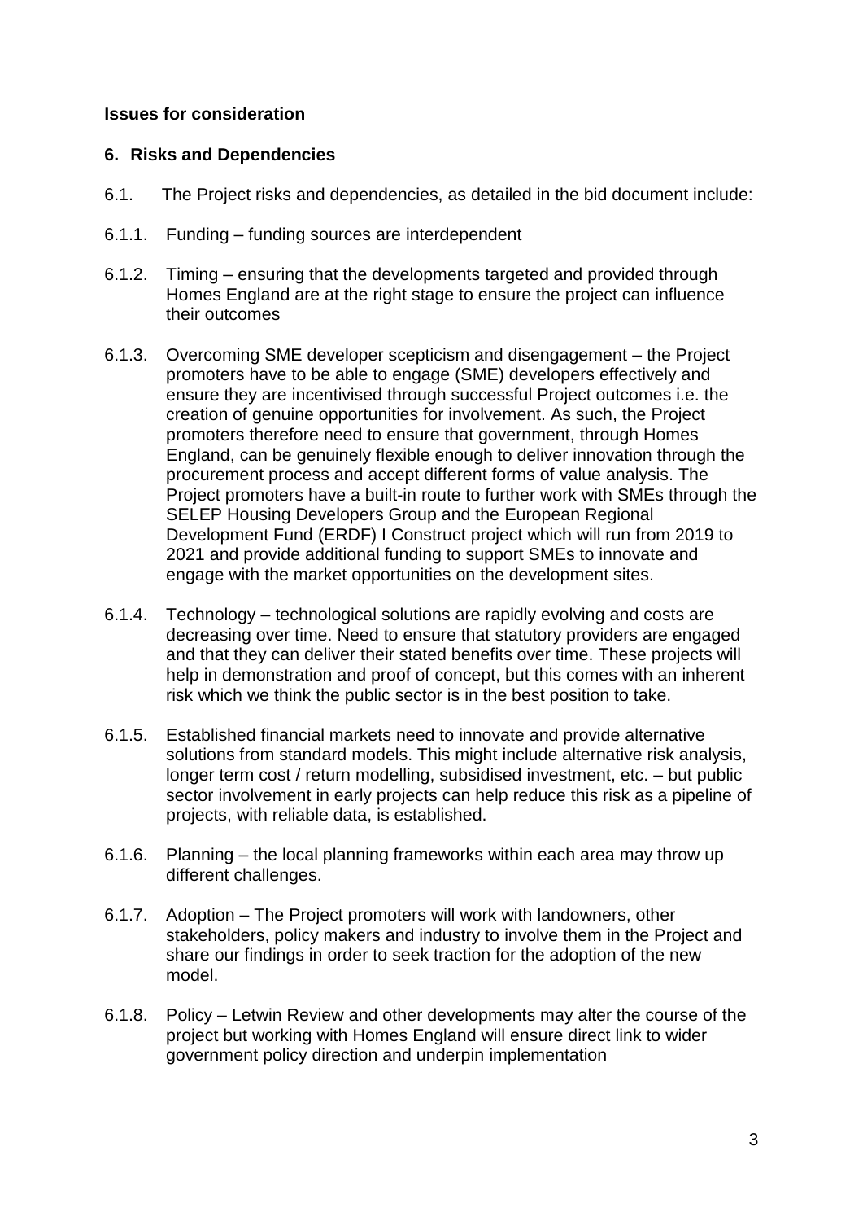**Issues for consideration**

### 6. Risks and Dependencies

6.1. The Project risks and dependencies, as detailed in the bid document include:

6.1.1. Funding – funding sources are interdependent

6.1.2. Timing – ensuring that the developments targeted and provided through Homes England are at the right stage to ensure the project can influence their outcomes

6.1.3. Overcoming SME developer scepticism and disengagement – the Project promoters have to be able to engage (SME) developers effectively and ensure they are incentivised through successful Project outcomes i.e. the creation of genuine opportunities for involvement. As such, the Project promoters therefore need to ensure that government, through Homes England, can be genuinely flexible enough to deliver innovation through the procurement process and accept different forms of value analysis. The Project promoters have a built-in route to further work with SMEs through the SELEP Housing Developers Group and the European Regional Development Fund (ERDF) I Construct project which will run from 2019 to 2021 and provide additional funding to support SMEs to innovate and engage with the market opportunities on the development sites.

6.1.4. Technology – technological solutions are rapidly evolving and costs are decreasing over time. Need to ensure that statutory providers are engaged and that they can deliver their stated benefits over time. These projects will help in demonstration and proof of concept, but this comes with an inherent risk which we think the public sector is in the best position to take.

6.1.5. Established financial markets need to innovate and provide alternative solutions from standard models. This might include alternative risk analysis, longer term cost / return modelling, subsidised investment, etc. – but public sector involvement in early projects can help reduce this risk as a pipeline of projects, with reliable data, is established.

6.1.6. Planning – the local planning frameworks within each area may throw up different challenges.

6.1.7. Adoption – The Project promoters will work with landowners, other stakeholders, policy makers and industry to involve them in the Project and share our findings in order to seek traction for the adoption of the new model.

6.1.8. Policy – Letwin Review and other developments may alter the course of the project but working with Homes England will ensure direct link to wider government policy direction and underpin implementation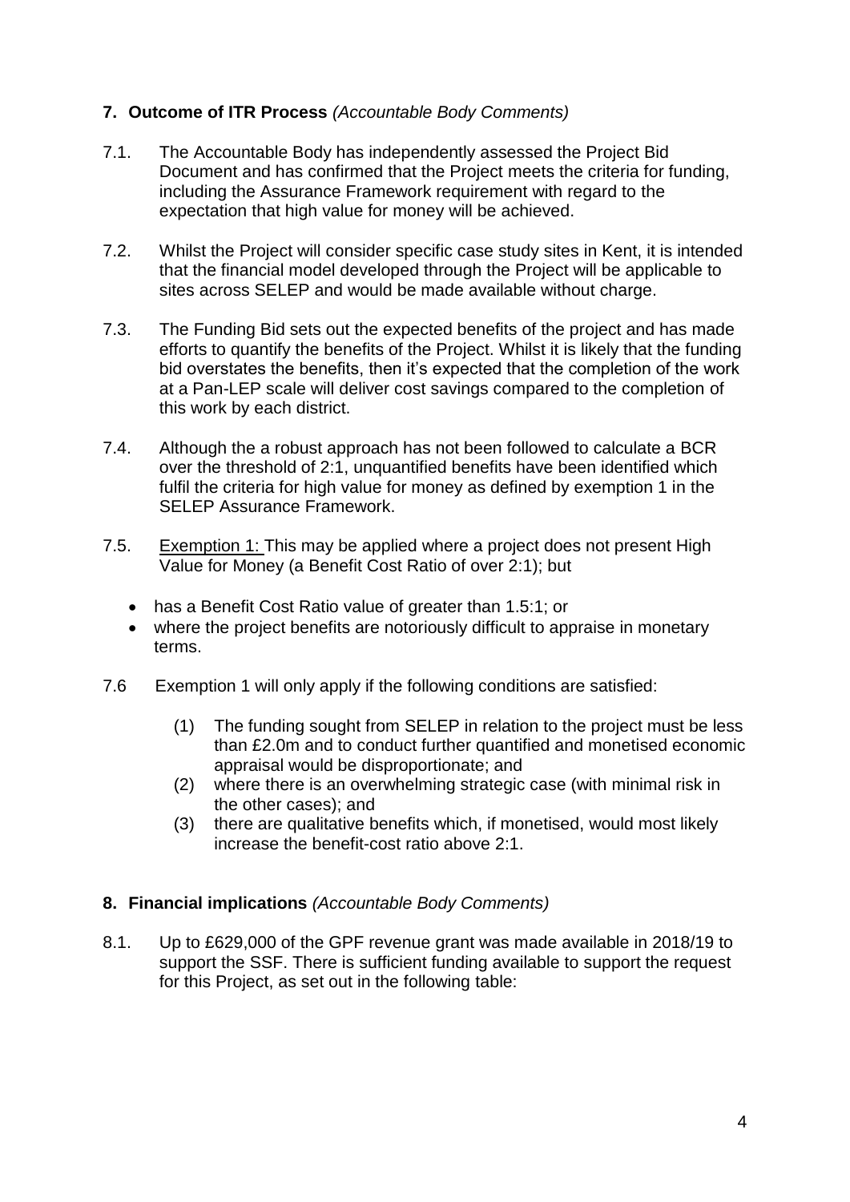## 7. Outcome of ITR Process *(Accountable Body Comments)*

7.1. The Accountable Body has independently assessed the Project Bid Document and has confirmed that the Project meets the criteria for funding, including the Assurance Framework requirement with regard to the expectation that high value for money will be achieved.

7.2. Whilst the Project will consider specific case study sites in Kent, it is intended that the financial model developed through the Project will be applicable to sites across SELEP and would be made available without charge.

7.3. The Funding Bid sets out the expected benefits of the project and has made efforts to quantify the benefits of the Project. Whilst it is likely that the funding bid overstates the benefits, then it's expected that the completion of the work at a Pan-LEP scale will deliver cost savings compared to the completion of this work by each district.

7.4. Although the a robust approach has not been followed to calculate a BCR over the threshold of 2:1, unquantified benefits have been identified which fulfil the criteria for high value for money as defined by exemption 1 in the SELEP Assurance Framework.

7.5. <u>Exemption 1:</u> This may be applied where a project does not present High Value for Money (a Benefit Cost Ratio of over 2:1); but

- has a Benefit Cost Ratio value of greater than 1.5:1; or
- where the project benefits are notoriously difficult to appraise in monetary terms.

7.6 Exemption 1 will only apply if the following conditions are satisfied:

(1) The funding sought from SELEP in relation to the project must be less than £2.0m and to conduct further quantified and monetised economic appraisal would be disproportionate; and
(2) where there is an overwhelming strategic case (with minimal risk in the other cases); and
(3) there are qualitative benefits which, if monetised, would most likely increase the benefit-cost ratio above 2:1.

## 8. Financial implications *(Accountable Body Comments)*

8.1. Up to £629,000 of the GPF revenue grant was made available in 2018/19 to support the SSF. There is sufficient funding available to support the request for this Project, as set out in the following table: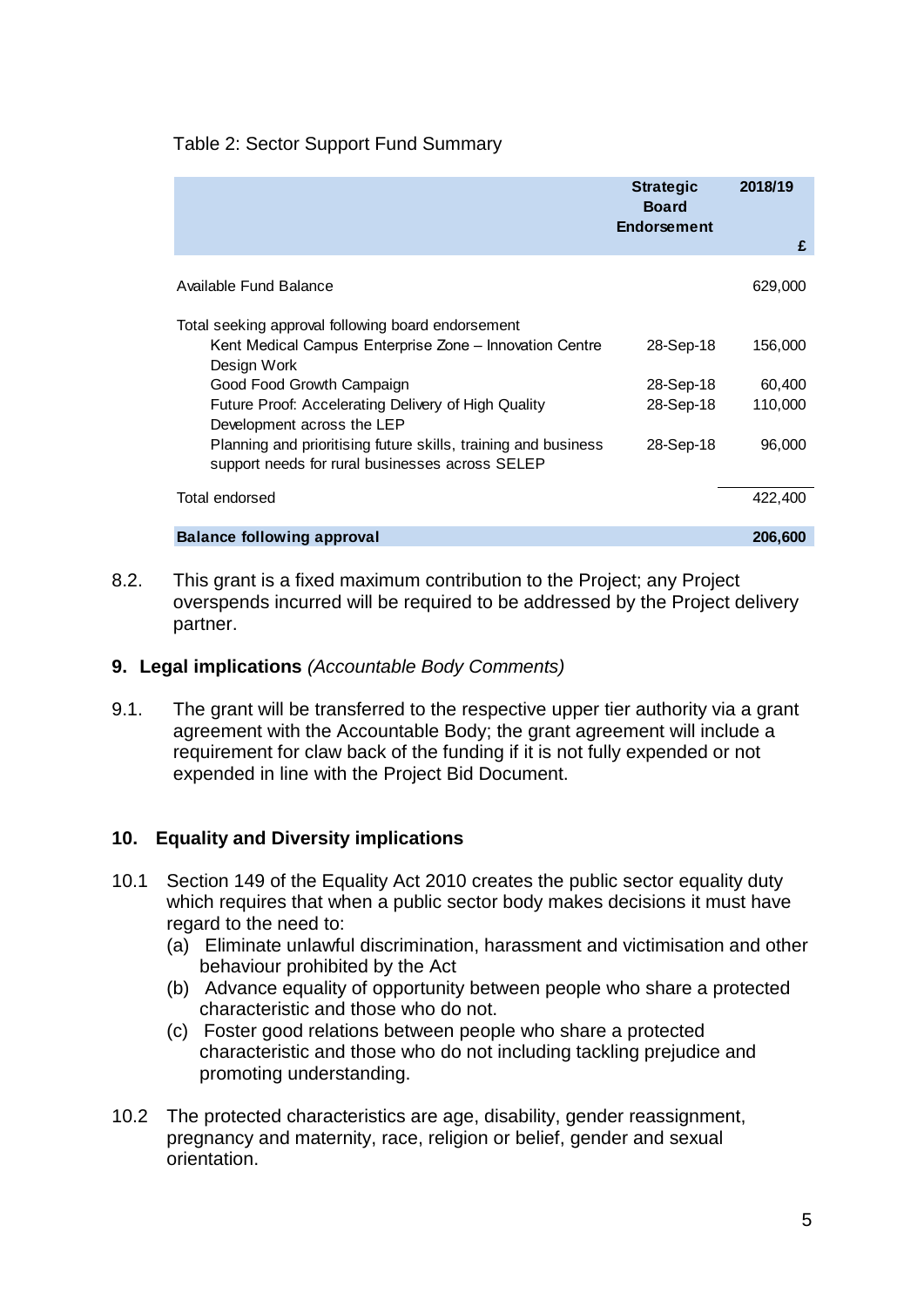Table 2: Sector Support Fund Summary

| | Strategic Board Endorsement | 2018/19 £ |
|---|---|---|
| Available Fund Balance | | 629,000 |
| Total seeking approval following board endorsement | | |
| Kent Medical Campus Enterprise Zone – Innovation Centre Design Work | 28-Sep-18 | 156,000 |
| Good Food Growth Campaign | 28-Sep-18 | 60,400 |
| Future Proof: Accelerating Delivery of High Quality Development across the LEP | 28-Sep-18 | 110,000 |
| Planning and prioritising future skills, training and business support needs for rural businesses across SELEP | 28-Sep-18 | 96,000 |
| Total endorsed | | 422,400 |
| **Balance following approval** | | **206,600** |

8.2. This grant is a fixed maximum contribution to the Project; any Project overspends incurred will be required to be addressed by the Project delivery partner.

## 9. Legal implications *(Accountable Body Comments)*

9.1. The grant will be transferred to the respective upper tier authority via a grant agreement with the Accountable Body; the grant agreement will include a requirement for claw back of the funding if it is not fully expended or not expended in line with the Project Bid Document.

## 10. Equality and Diversity implications

10.1 Section 149 of the Equality Act 2010 creates the public sector equality duty which requires that when a public sector body makes decisions it must have regard to the need to:

(a) Eliminate unlawful discrimination, harassment and victimisation and other behaviour prohibited by the Act

(b) Advance equality of opportunity between people who share a protected characteristic and those who do not.

(c) Foster good relations between people who share a protected characteristic and those who do not including tackling prejudice and promoting understanding.

10.2 The protected characteristics are age, disability, gender reassignment, pregnancy and maternity, race, religion or belief, gender and sexual orientation.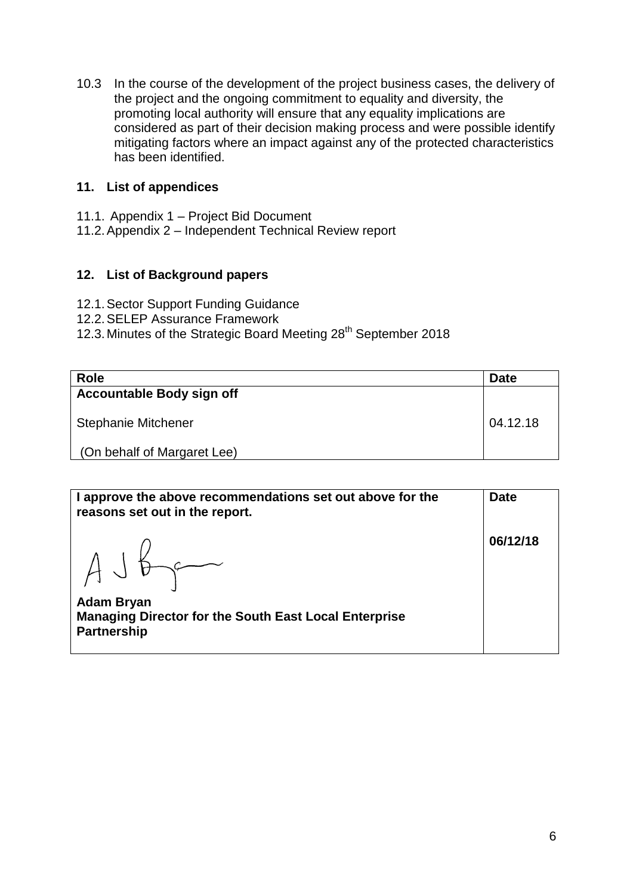10.3 In the course of the development of the project business cases, the delivery of the project and the ongoing commitment to equality and diversity, the promoting local authority will ensure that any equality implications are considered as part of their decision making process and were possible identify mitigating factors where an impact against any of the protected characteristics has been identified.

## 11. List of appendices

11.1. Appendix 1 – Project Bid Document
11.2. Appendix 2 – Independent Technical Review report

## 12. List of Background papers

12.1. Sector Support Funding Guidance
12.2. SELEP Assurance Framework
12.3. Minutes of the Strategic Board Meeting 28th September 2018

| Role | Date |
|---|---|
| **Accountable Body sign off**<br><br>Stephanie Mitchener<br><br>(On behalf of Margaret Lee) | 04.12.18 |

| I approve the above recommendations set out above for the reasons set out in the report. | Date |
|---|---|
| [signature]<br><br>**Adam Bryan**<br>**Managing Director for the South East Local Enterprise Partnership** | **06/12/18** |